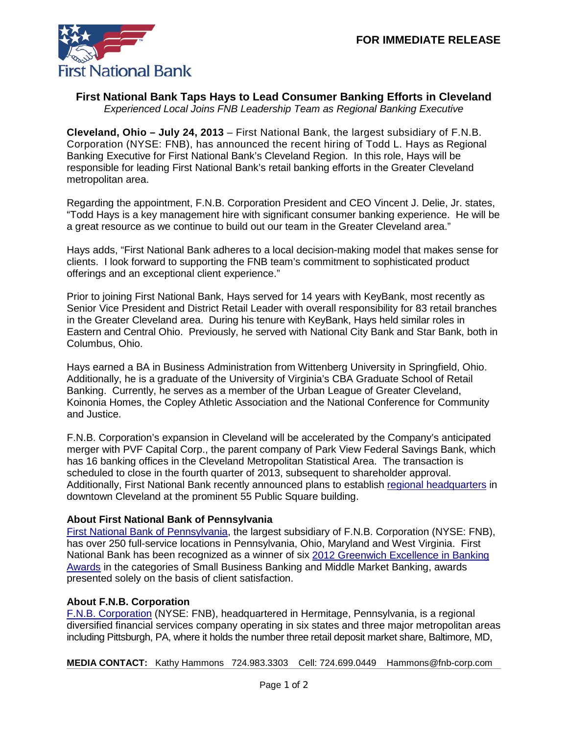FOR IMMEDIATE RELEASE

# First National Bank Taps Hays to Lead Consumer Banking Efforts in Cleveland

*Experienced Local Joins FNB Leadership Team as Regional Banking Executive*

**Cleveland, Ohio – July 24, 2013** – First National Bank, the largest subsidiary of F.N.B. Corporation (NYSE: FNB), has announced the recent hiring of Todd L. Hays as Regional Banking Executive for First National Bank's Cleveland Region. In this role, Hays will be responsible for leading First National Bank's retail banking efforts in the Greater Cleveland metropolitan area.

Regarding the appointment, F.N.B. Corporation President and CEO Vincent J. Delie, Jr. states, "Todd Hays is a key management hire with significant consumer banking experience. He will be a great resource as we continue to build out our team in the Greater Cleveland area."

Hays adds, "First National Bank adheres to a local decision-making model that makes sense for clients. I look forward to supporting the FNB team's commitment to sophisticated product offerings and an exceptional client experience."

Prior to joining First National Bank, Hays served for 14 years with KeyBank, most recently as Senior Vice President and District Retail Leader with overall responsibility for 83 retail branches in the Greater Cleveland area. During his tenure with KeyBank, Hays held similar roles in Eastern and Central Ohio. Previously, he served with National City Bank and Star Bank, both in Columbus, Ohio.

Hays earned a BA in Business Administration from Wittenberg University in Springfield, Ohio. Additionally, he is a graduate of the University of Virginia's CBA Graduate School of Retail Banking. Currently, he serves as a member of the Urban League of Greater Cleveland, Koinonia Homes, the Copley Athletic Association and the National Conference for Community and Justice.

F.N.B. Corporation's expansion in Cleveland will be accelerated by the Company's anticipated merger with PVF Capital Corp., the parent company of Park View Federal Savings Bank, which has 16 banking offices in the Cleveland Metropolitan Statistical Area. The transaction is scheduled to close in the fourth quarter of 2013, subsequent to shareholder approval. Additionally, First National Bank recently announced plans to establish regional headquarters in downtown Cleveland at the prominent 55 Public Square building.

### About First National Bank of Pennsylvania

First National Bank of Pennsylvania, the largest subsidiary of F.N.B. Corporation (NYSE: FNB), has over 250 full-service locations in Pennsylvania, Ohio, Maryland and West Virginia. First National Bank has been recognized as a winner of six 2012 Greenwich Excellence in Banking Awards in the categories of Small Business Banking and Middle Market Banking, awards presented solely on the basis of client satisfaction.

### About F.N.B. Corporation

F.N.B. Corporation (NYSE: FNB), headquartered in Hermitage, Pennsylvania, is a regional diversified financial services company operating in six states and three major metropolitan areas including Pittsburgh, PA, where it holds the number three retail deposit market share, Baltimore, MD,

**MEDIA CONTACT:** Kathy Hammons 724.983.3303 Cell: 724.699.0449 Hammons@fnb-corp.com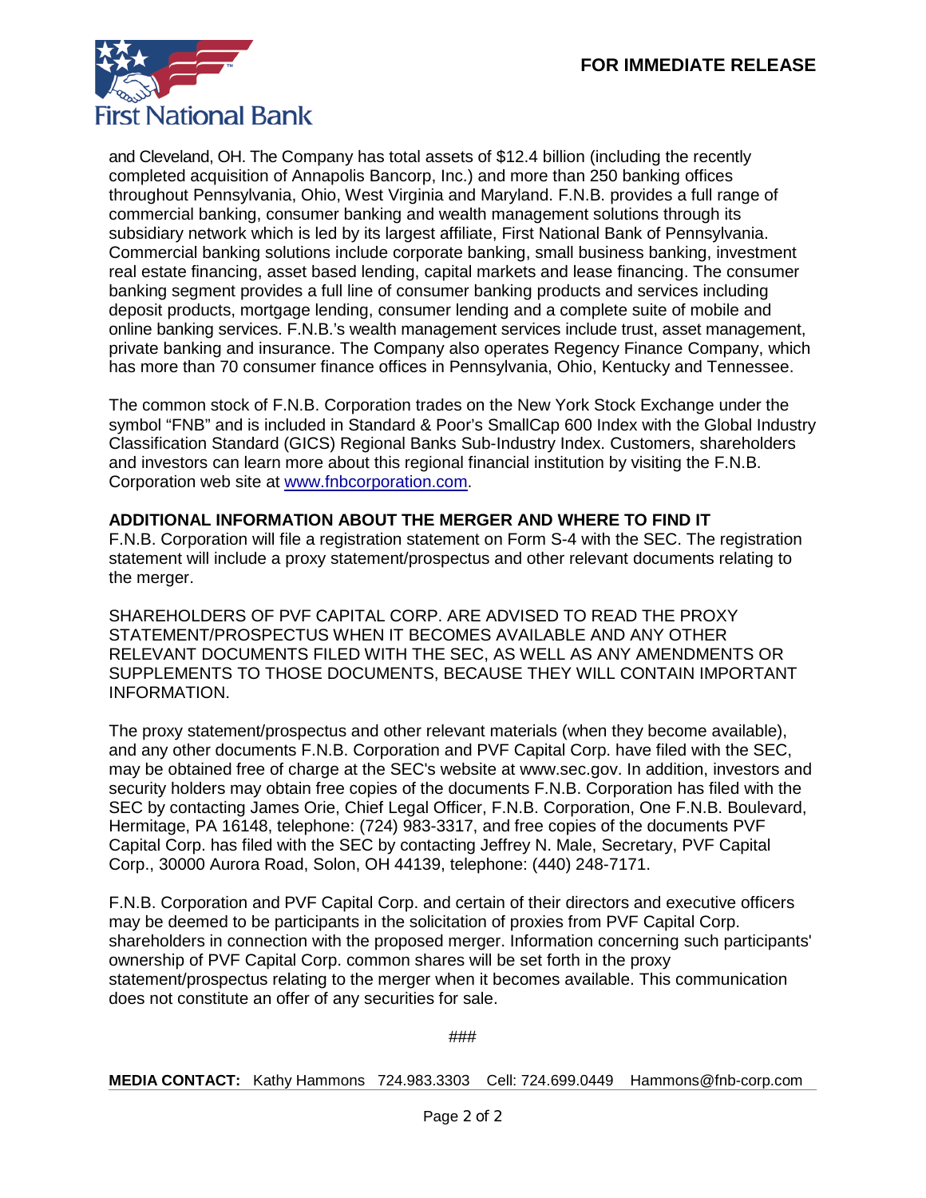and Cleveland, OH. The Company has total assets of $12.4 billion (including the recently completed acquisition of Annapolis Bancorp, Inc.) and more than 250 banking offices throughout Pennsylvania, Ohio, West Virginia and Maryland. F.N.B. provides a full range of commercial banking, consumer banking and wealth management solutions through its subsidiary network which is led by its largest affiliate, First National Bank of Pennsylvania. Commercial banking solutions include corporate banking, small business banking, investment real estate financing, asset based lending, capital markets and lease financing. The consumer banking segment provides a full line of consumer banking products and services including deposit products, mortgage lending, consumer lending and a complete suite of mobile and online banking services. F.N.B.'s wealth management services include trust, asset management, private banking and insurance. The Company also operates Regency Finance Company, which has more than 70 consumer finance offices in Pennsylvania, Ohio, Kentucky and Tennessee.

The common stock of F.N.B. Corporation trades on the New York Stock Exchange under the symbol "FNB" and is included in Standard & Poor's SmallCap 600 Index with the Global Industry Classification Standard (GICS) Regional Banks Sub-Industry Index. Customers, shareholders and investors can learn more about this regional financial institution by visiting the F.N.B. Corporation web site at www.fnbcorporation.com.

**ADDITIONAL INFORMATION ABOUT THE MERGER AND WHERE TO FIND IT**

F.N.B. Corporation will file a registration statement on Form S-4 with the SEC. The registration statement will include a proxy statement/prospectus and other relevant documents relating to the merger.

SHAREHOLDERS OF PVF CAPITAL CORP. ARE ADVISED TO READ THE PROXY STATEMENT/PROSPECTUS WHEN IT BECOMES AVAILABLE AND ANY OTHER RELEVANT DOCUMENTS FILED WITH THE SEC, AS WELL AS ANY AMENDMENTS OR SUPPLEMENTS TO THOSE DOCUMENTS, BECAUSE THEY WILL CONTAIN IMPORTANT INFORMATION.

The proxy statement/prospectus and other relevant materials (when they become available), and any other documents F.N.B. Corporation and PVF Capital Corp. have filed with the SEC, may be obtained free of charge at the SEC's website at www.sec.gov. In addition, investors and security holders may obtain free copies of the documents F.N.B. Corporation has filed with the SEC by contacting James Orie, Chief Legal Officer, F.N.B. Corporation, One F.N.B. Boulevard, Hermitage, PA 16148, telephone: (724) 983-3317, and free copies of the documents PVF Capital Corp. has filed with the SEC by contacting Jeffrey N. Male, Secretary, PVF Capital Corp., 30000 Aurora Road, Solon, OH 44139, telephone: (440) 248-7171.

F.N.B. Corporation and PVF Capital Corp. and certain of their directors and executive officers may be deemed to be participants in the solicitation of proxies from PVF Capital Corp. shareholders in connection with the proposed merger. Information concerning such participants' ownership of PVF Capital Corp. common shares will be set forth in the proxy statement/prospectus relating to the merger when it becomes available. This communication does not constitute an offer of any securities for sale.

###

**MEDIA CONTACT:** Kathy Hammons 724.983.3303 Cell: 724.699.0449 Hammons@fnb-corp.com